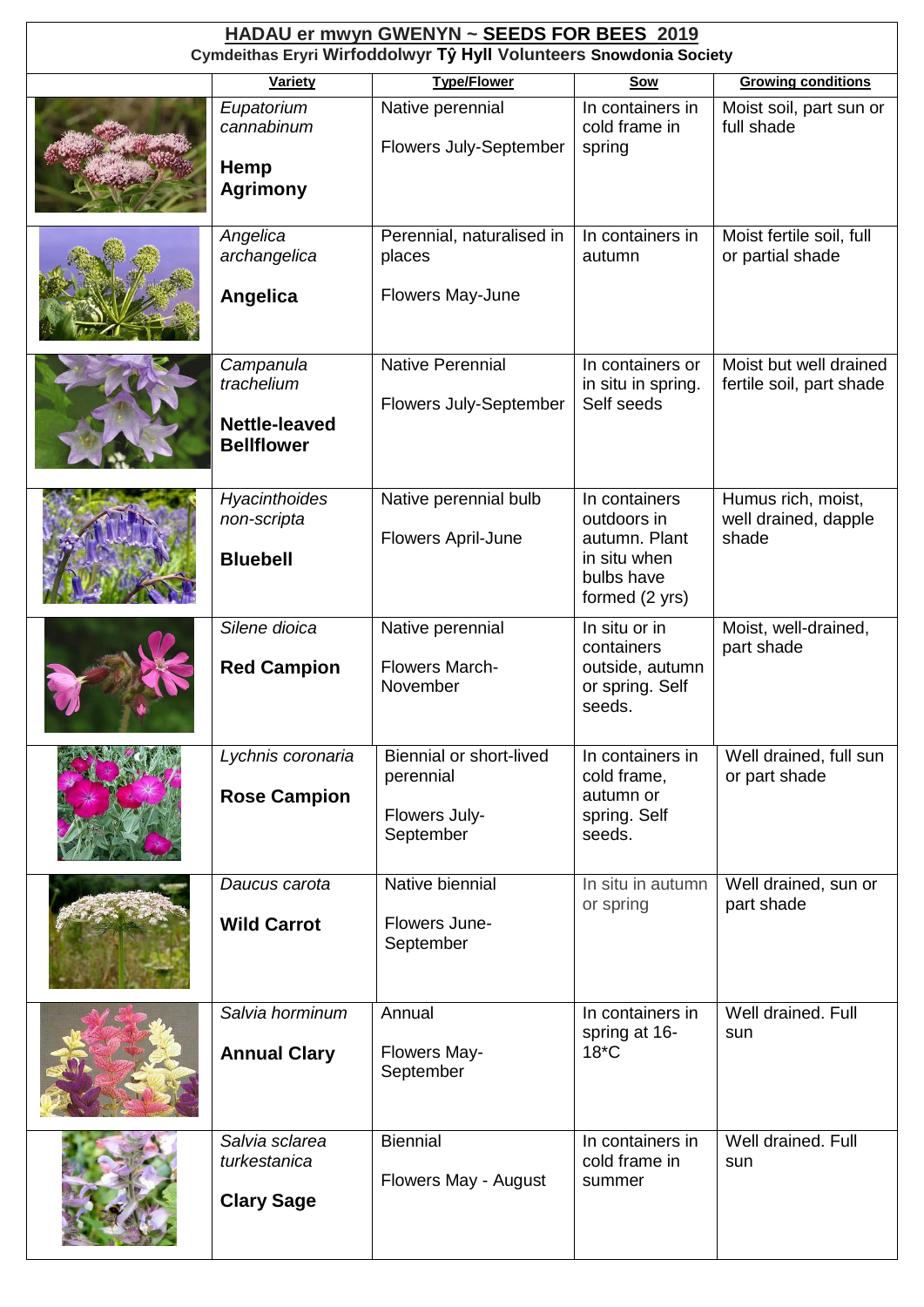# HADAU er mwyn GWENYN ~ SEEDS FOR BEES 2019

**Cymdeithas Eryri Wirfoddolwyr Tŷ Hyll Volunteers Snowdonia Society**

| | Variety | Type/Flower | Sow | Growing conditions |
|---|---|---|---|---|
| | *Eupatorium cannabinum*<br><br>**Hemp Agrimony** | Native perennial<br><br>Flowers July-September | In containers in cold frame in spring | Moist soil, part sun or full shade |
| | *Angelica archangelica*<br><br>**Angelica** | Perennial, naturalised in places<br><br>Flowers May-June | In containers in autumn | Moist fertile soil, full or partial shade |
| | *Campanula trachelium*<br><br>**Nettle-leaved Bellflower** | Native Perennial<br><br>Flowers July-September | In containers or in situ in spring. Self seeds | Moist but well drained fertile soil, part shade |
| | *Hyacinthoides non-scripta*<br><br>**Bluebell** | Native perennial bulb<br><br>Flowers April-June | In containers outdoors in autumn. Plant in situ when bulbs have formed (2 yrs) | Humus rich, moist, well drained, dapple shade |
| | *Silene dioica*<br><br>**Red Campion** | Native perennial<br><br>Flowers March-November | In situ or in containers outside, autumn or spring. Self seeds. | Moist, well-drained, part shade |
| | *Lychnis coronaria*<br><br>**Rose Campion** | Biennial or short-lived perennial<br><br>Flowers July-September | In containers in cold frame, autumn or spring. Self seeds. | Well drained, full sun or part shade |
| | *Daucus carota*<br><br>**Wild Carrot** | Native biennial<br><br>Flowers June-September | In situ in autumn or spring | Well drained, sun or part shade |
| | *Salvia horminum*<br><br>**Annual Clary** | Annual<br><br>Flowers May-September | In containers in spring at 16-18*C | Well drained. Full sun |
| | *Salvia sclarea turkestanica*<br><br>**Clary Sage** | Biennial<br><br>Flowers May - August | In containers in cold frame in summer | Well drained. Full sun |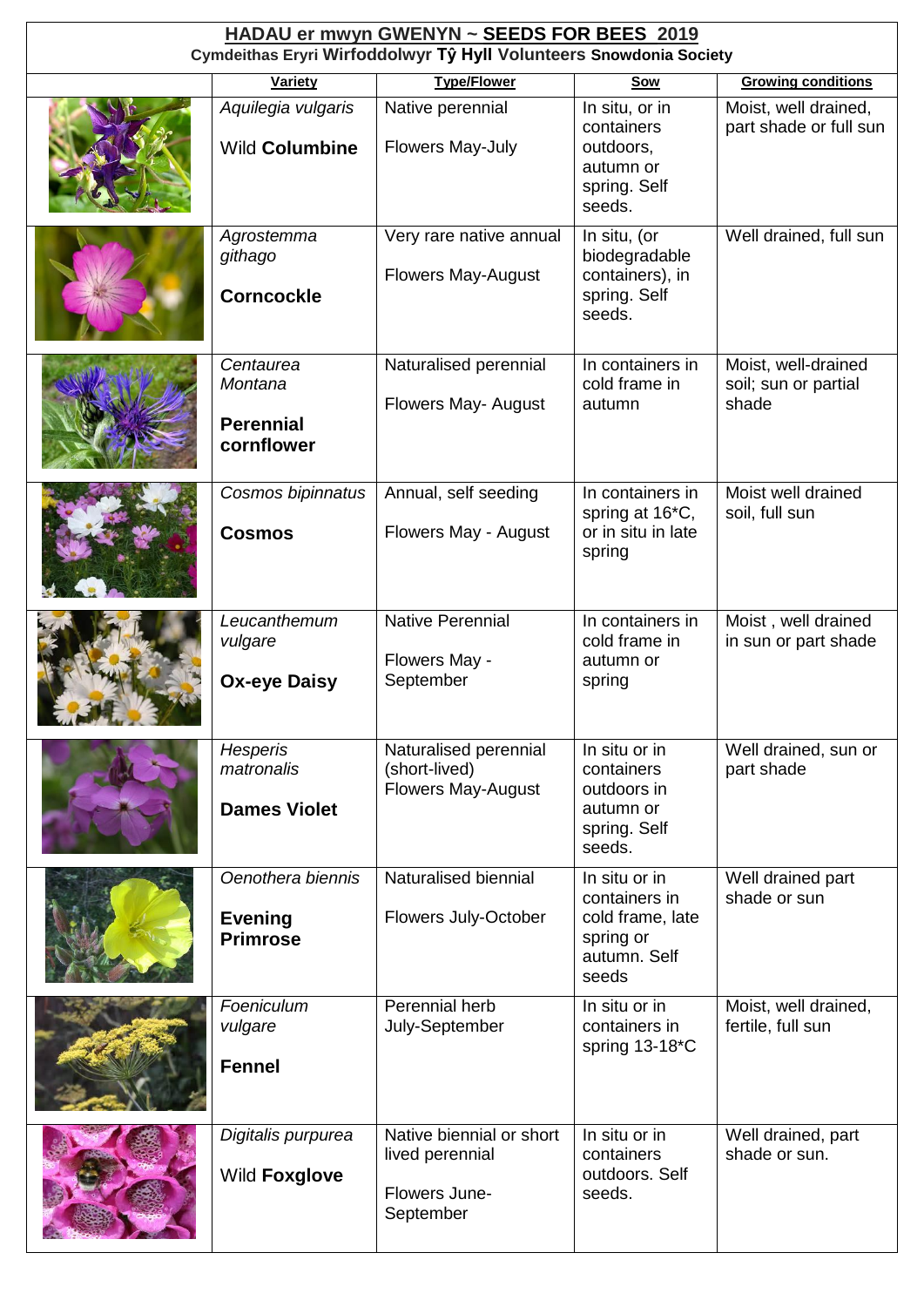# HADAU er mwyn GWENYN ~ SEEDS FOR BEES 2019

**Cymdeithas Eryri Wirfoddolwyr Tŷ Hyll Volunteers Snowdonia Society**

| | Variety | Type/Flower | Sow | Growing conditions |
|---|---|---|---|---|
| | *Aquilegia vulgaris* Wild **Columbine** | Native perennial Flowers May-July | In situ, or in containers outdoors, autumn or spring. Self seeds. | Moist, well drained, part shade or full sun |
| | *Agrostemma githago* **Corncockle** | Very rare native annual Flowers May-August | In situ, (or biodegradable containers), in spring. Self seeds. | Well drained, full sun |
| | *Centaurea Montana* **Perennial cornflower** | Naturalised perennial Flowers May- August | In containers in cold frame in autumn | Moist, well-drained soil; sun or partial shade |
| | *Cosmos bipinnatus* **Cosmos** | Annual, self seeding Flowers May - August | In containers in spring at 16*C, or in situ in late spring | Moist well drained soil, full sun |
| | *Leucanthemum vulgare* **Ox-eye Daisy** | Native Perennial Flowers May - September | In containers in cold frame in autumn or spring | Moist , well drained in sun or part shade |
| | *Hesperis matronalis* **Dames Violet** | Naturalised perennial (short-lived) Flowers May-August | In situ or in containers outdoors in autumn or spring. Self seeds. | Well drained, sun or part shade |
| | *Oenothera biennis* **Evening Primrose** | Naturalised biennial Flowers July-October | In situ or in containers in cold frame, late spring or autumn. Self seeds | Well drained part shade or sun |
| | *Foeniculum vulgare* **Fennel** | Perennial herb July-September | In situ or in containers in spring 13-18*C | Moist, well drained, fertile, full sun |
| | *Digitalis purpurea* Wild **Foxglove** | Native biennial or short lived perennial Flowers June-September | In situ or in containers outdoors. Self seeds. | Well drained, part shade or sun. |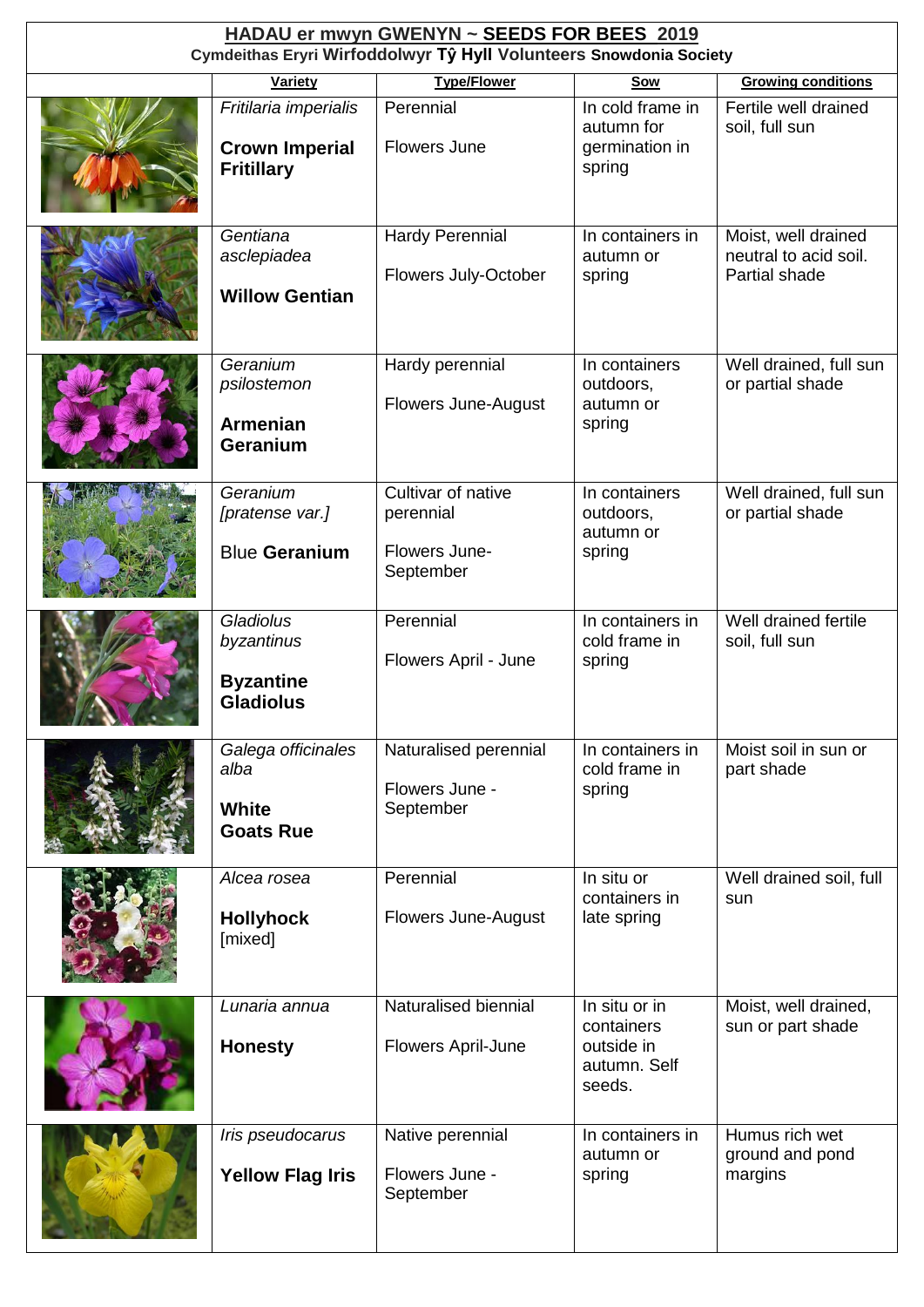## HADAU er mwyn GWENYN ~ SEEDS FOR BEES 2019

**Cymdeithas Eryri Wirfoddolwyr Tŷ Hyll Volunteers Snowdonia Society**

| | Variety | Type/Flower | Sow | Growing conditions |
|---|---|---|---|---|
| | *Fritilaria imperialis* **Crown Imperial Fritillary** | Perennial Flowers June | In cold frame in autumn for germination in spring | Fertile well drained soil, full sun |
| | *Gentiana asclepiadea* **Willow Gentian** | Hardy Perennial Flowers July-October | In containers in autumn or spring | Moist, well drained neutral to acid soil. Partial shade |
| | *Geranium psilostemon* **Armenian Geranium** | Hardy perennial Flowers June-August | In containers outdoors, autumn or spring | Well drained, full sun or partial shade |
| | *Geranium [pratense var.]* Blue **Geranium** | Cultivar of native perennial Flowers June-September | In containers outdoors, autumn or spring | Well drained, full sun or partial shade |
| | *Gladiolus byzantinus* **Byzantine Gladiolus** | Perennial Flowers April - June | In containers in cold frame in spring | Well drained fertile soil, full sun |
| | *Galega officinales alba* **White Goats Rue** | Naturalised perennial Flowers June - September | In containers in cold frame in spring | Moist soil in sun or part shade |
| | *Alcea rosea* **Hollyhock** [mixed] | Perennial Flowers June-August | In situ or containers in late spring | Well drained soil, full sun |
| | *Lunaria annua* **Honesty** | Naturalised biennial Flowers April-June | In situ or in containers outside in autumn. Self seeds. | Moist, well drained, sun or part shade |
| | *Iris pseudocarus* **Yellow Flag Iris** | Native perennial Flowers June - September | In containers in autumn or spring | Humus rich wet ground and pond margins |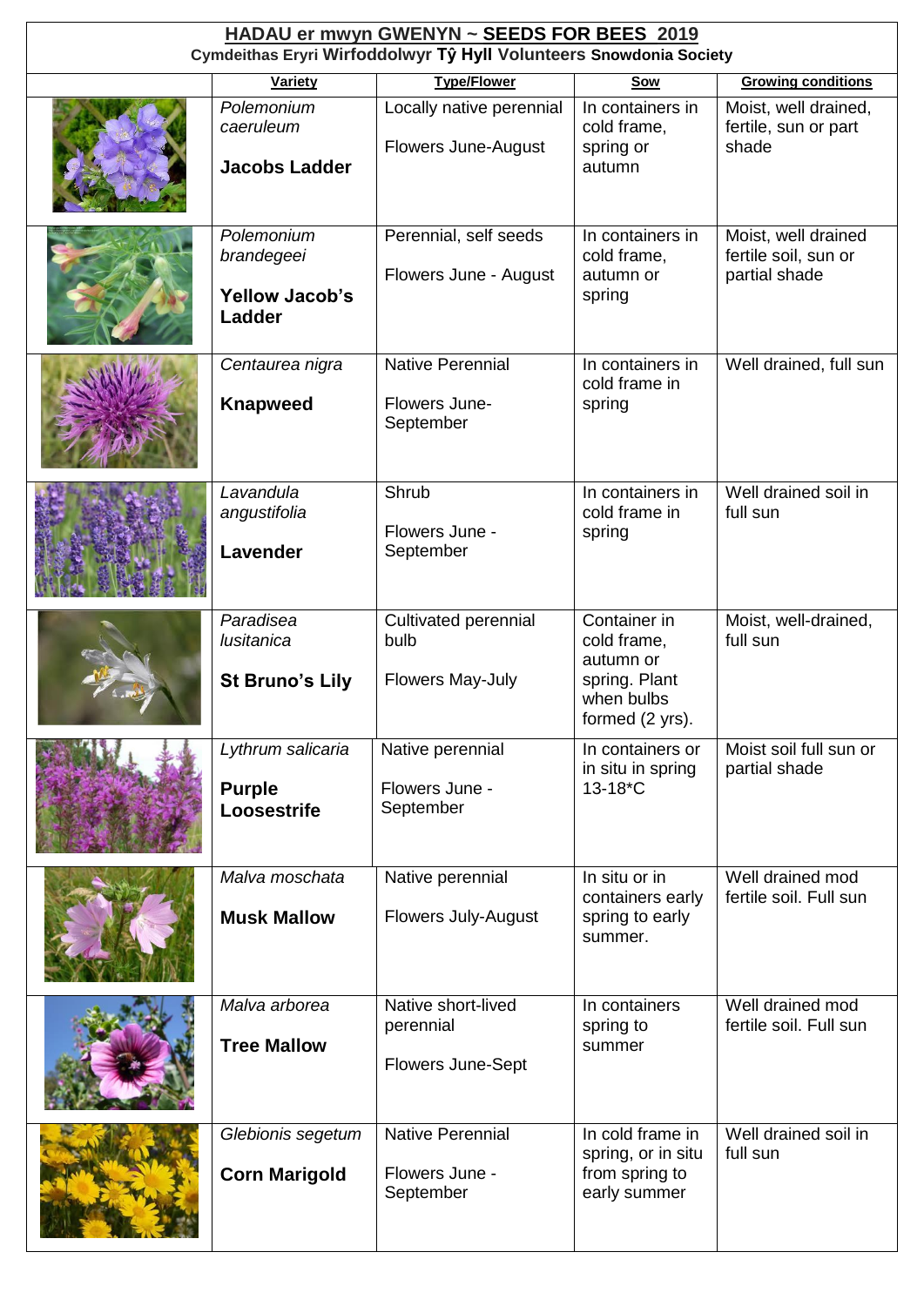## HADAU er mwyn GWENYN ~ SEEDS FOR BEES 2019

**Cymdeithas Eryri Wirfoddolwyr Tŷ Hyll Volunteers Snowdonia Society**

| | Variety | Type/Flower | Sow | Growing conditions |
|---|---|---|---|---|
| | *Polemonium caeruleum* **Jacobs Ladder** | Locally native perennial Flowers June-August | In containers in cold frame, spring or autumn | Moist, well drained, fertile, sun or part shade |
| | *Polemonium brandegeei* **Yellow Jacob's Ladder** | Perennial, self seeds Flowers June - August | In containers in cold frame, autumn or spring | Moist, well drained fertile soil, sun or partial shade |
| | *Centaurea nigra* **Knapweed** | Native Perennial Flowers June-September | In containers in cold frame in spring | Well drained, full sun |
| | *Lavandula angustifolia* **Lavender** | Shrub Flowers June - September | In containers in cold frame in spring | Well drained soil in full sun |
| | *Paradisea lusitanica* **St Bruno's Lily** | Cultivated perennial bulb Flowers May-July | Container in cold frame, autumn or spring. Plant when bulbs formed (2 yrs). | Moist, well-drained, full sun |
| | *Lythrum salicaria* **Purple Loosestrife** | Native perennial Flowers June - September | In containers or in situ in spring 13-18*C | Moist soil full sun or partial shade |
| | *Malva moschata* **Musk Mallow** | Native perennial Flowers July-August | In situ or in containers early spring to early summer. | Well drained mod fertile soil. Full sun |
| | *Malva arborea* **Tree Mallow** | Native short-lived perennial Flowers June-Sept | In containers spring to summer | Well drained mod fertile soil. Full sun |
| | *Glebionis segetum* **Corn Marigold** | Native Perennial Flowers June - September | In cold frame in spring, or in situ from spring to early summer | Well drained soil in full sun |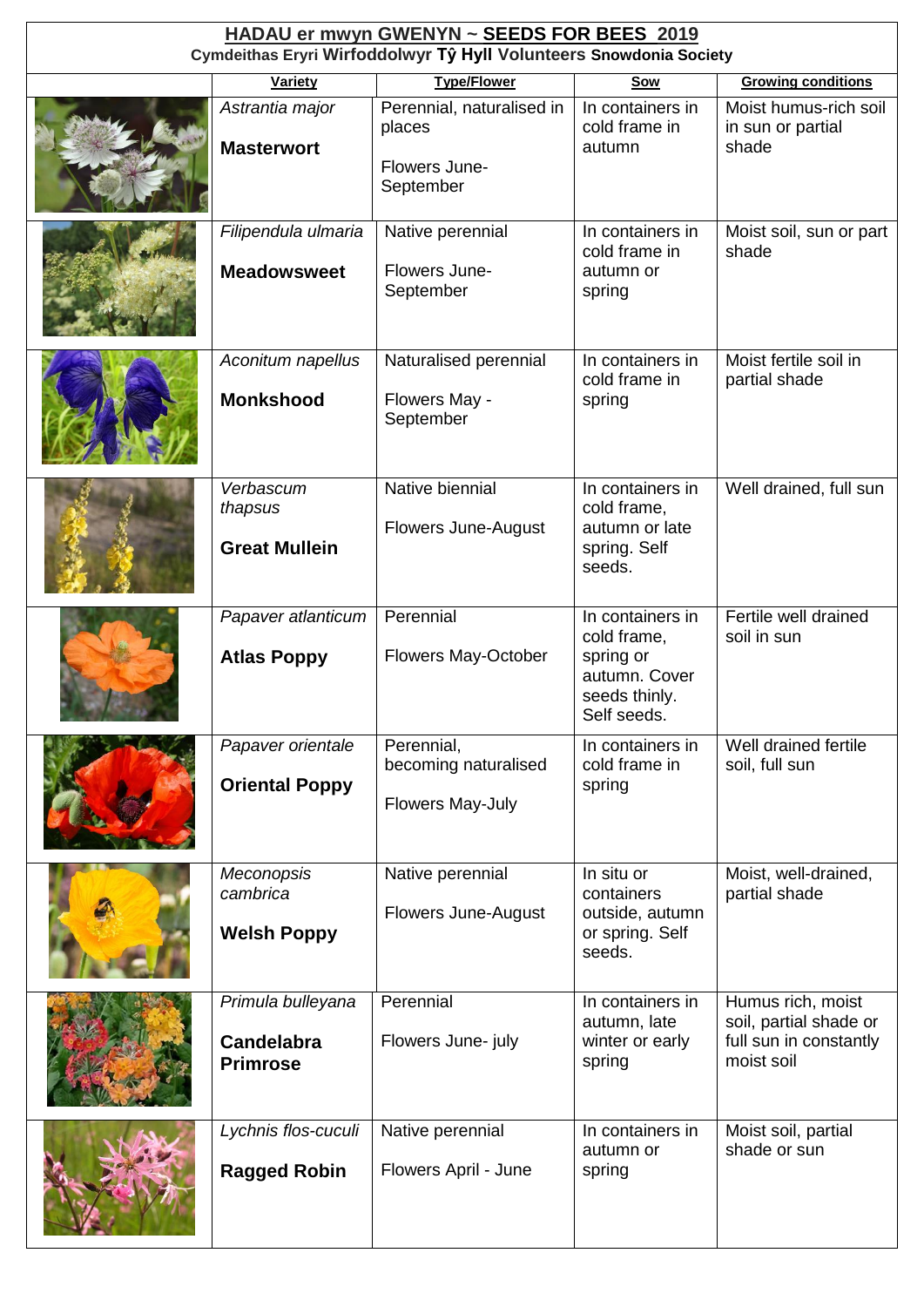# HADAU er mwyn GWENYN ~ SEEDS FOR BEES 2019

**Cymdeithas Eryri Wirfoddolwyr Tŷ Hyll Volunteers Snowdonia Society**

| | Variety | Type/Flower | Sow | Growing conditions |
|---|---|---|---|---|
| | *Astrantia major*<br><br>**Masterwort** | Perennial, naturalised in places<br><br>Flowers June-September | In containers in cold frame in autumn | Moist humus-rich soil in sun or partial shade |
| | *Filipendula ulmaria*<br><br>**Meadowsweet** | Native perennial<br><br>Flowers June-September | In containers in cold frame in autumn or spring | Moist soil, sun or part shade |
| | *Aconitum napellus*<br><br>**Monkshood** | Naturalised perennial<br><br>Flowers May - September | In containers in cold frame in spring | Moist fertile soil in partial shade |
| | *Verbascum thapsus*<br><br>**Great Mullein** | Native biennial<br><br>Flowers June-August | In containers in cold frame, autumn or late spring. Self seeds. | Well drained, full sun |
| | *Papaver atlanticum*<br><br>**Atlas Poppy** | Perennial<br><br>Flowers May-October | In containers in cold frame, spring or autumn. Cover seeds thinly. Self seeds. | Fertile well drained soil in sun |
| | *Papaver orientale*<br><br>**Oriental Poppy** | Perennial, becoming naturalised<br><br>Flowers May-July | In containers in cold frame in spring | Well drained fertile soil, full sun |
| | *Meconopsis cambrica*<br><br>**Welsh Poppy** | Native perennial<br><br>Flowers June-August | In situ or containers outside, autumn or spring. Self seeds. | Moist, well-drained, partial shade |
| | *Primula bulleyana*<br><br>**Candelabra Primrose** | Perennial<br><br>Flowers June- july | In containers in autumn, late winter or early spring | Humus rich, moist soil, partial shade or full sun in constantly moist soil |
| | *Lychnis flos-cuculi*<br><br>**Ragged Robin** | Native perennial<br><br>Flowers April - June | In containers in autumn or spring | Moist soil, partial shade or sun |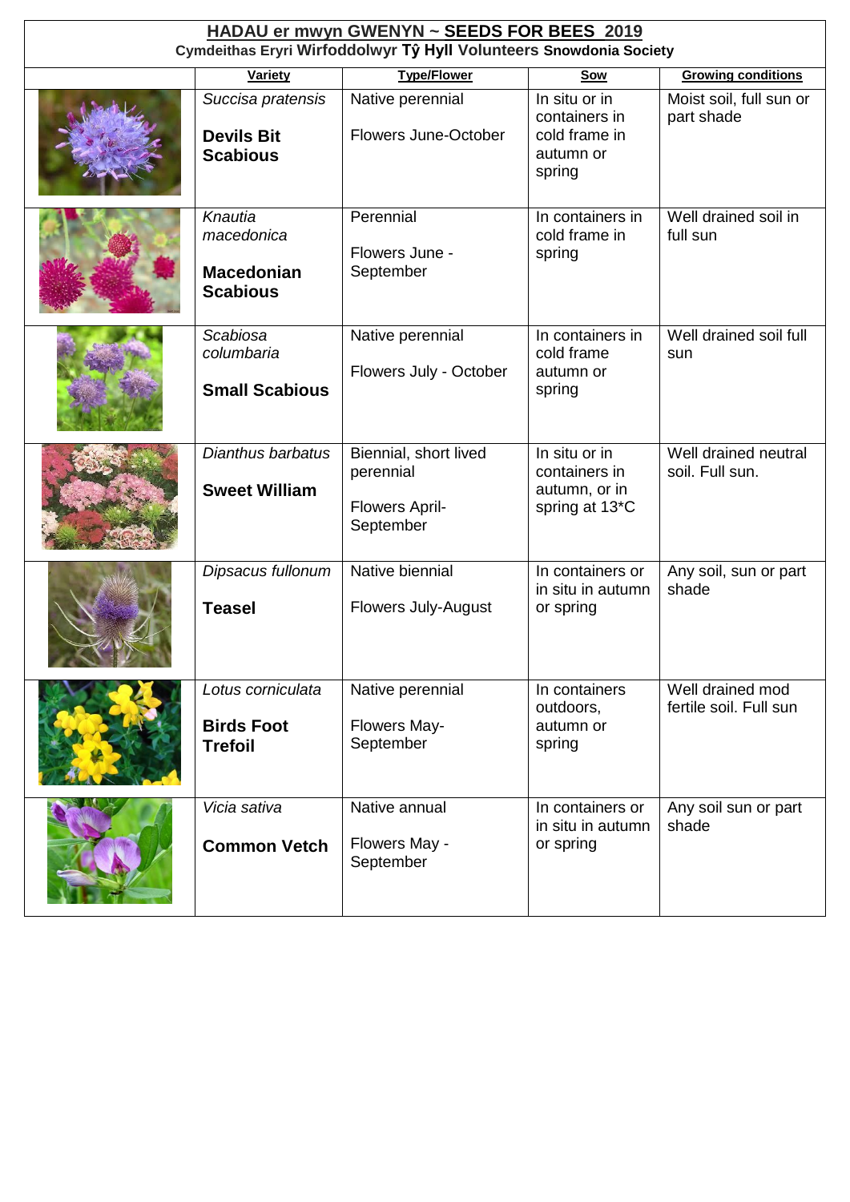**HADAU er mwyn GWENYN ~ SEEDS FOR BEES 2019**

**Cymdeithas Eryri Wirfoddolwyr Tŷ Hyll Volunteers Snowdonia Society**

| | Variety | Type/Flower | Sow | Growing conditions |
|---|---|---|---|---|
| | *Succisa pratensis* **Devils Bit Scabious** | Native perennial Flowers June-October | In situ or in containers in cold frame in autumn or spring | Moist soil, full sun or part shade |
| | *Knautia macedonica* **Macedonian Scabious** | Perennial Flowers June - September | In containers in cold frame in spring | Well drained soil in full sun |
| | *Scabiosa columbaria* **Small Scabious** | Native perennial Flowers July - October | In containers in cold frame autumn or spring | Well drained soil full sun |
| | *Dianthus barbatus* **Sweet William** | Biennial, short lived perennial Flowers April-September | In situ or in containers in autumn, or in spring at 13*C | Well drained neutral soil. Full sun. |
| | *Dipsacus fullonum* **Teasel** | Native biennial Flowers July-August | In containers or in situ in autumn or spring | Any soil, sun or part shade |
| | *Lotus corniculata* **Birds Foot Trefoil** | Native perennial Flowers May-September | In containers outdoors, autumn or spring | Well drained mod fertile soil. Full sun |
| | *Vicia sativa* **Common Vetch** | Native annual Flowers May - September | In containers or in situ in autumn or spring | Any soil sun or part shade |